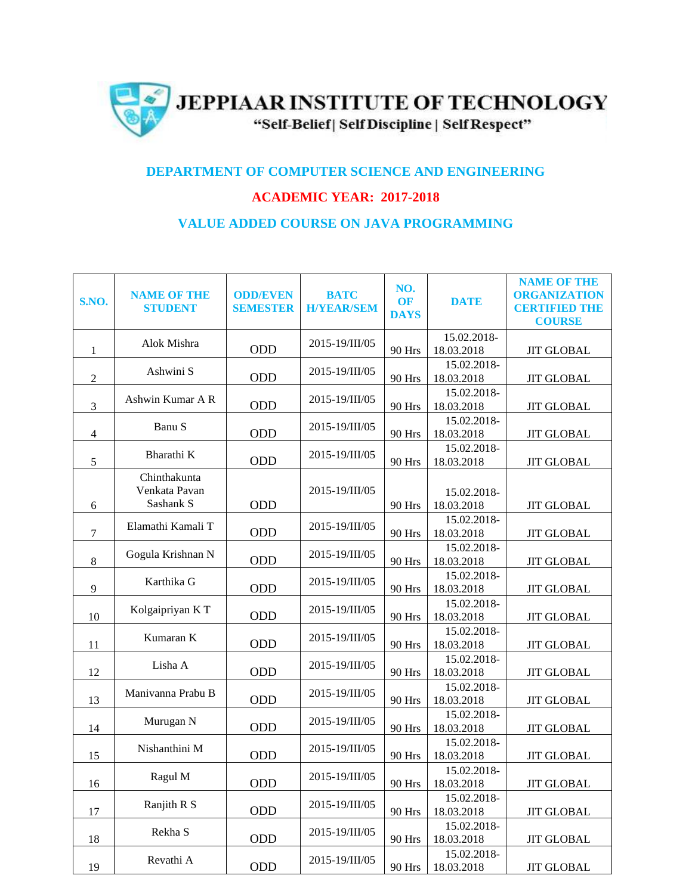# JEPPIAAR INSTITUTE OF TECHNOLOGY

"Self-Belief | Self Discipline | Self Respect"

## DEPARTMENT OF COMPUTER SCIENCE AND ENGINEERING

## ACADEMIC YEAR: 2017-2018

## VALUE ADDED COURSE ON JAVA PROGRAMMING

| S.NO. | NAME OF THE STUDENT | ODD/EVEN SEMESTER | BATCH/YEAR/SEM | NO. OF DAYS | DATE | NAME OF THE ORGANIZATION CERTIFIED THE COURSE |
|---|---|---|---|---|---|---|
| 1 | Alok Mishra | ODD | 2015-19/III/05 | 90 Hrs | 15.02.2018-18.03.2018 | JIT GLOBAL |
| 2 | Ashwini S | ODD | 2015-19/III/05 | 90 Hrs | 15.02.2018-18.03.2018 | JIT GLOBAL |
| 3 | Ashwin Kumar A R | ODD | 2015-19/III/05 | 90 Hrs | 15.02.2018-18.03.2018 | JIT GLOBAL |
| 4 | Banu S | ODD | 2015-19/III/05 | 90 Hrs | 15.02.2018-18.03.2018 | JIT GLOBAL |
| 5 | Bharathi K | ODD | 2015-19/III/05 | 90 Hrs | 15.02.2018-18.03.2018 | JIT GLOBAL |
| 6 | Chinthakunta Venkata Pavan Sashank S | ODD | 2015-19/III/05 | 90 Hrs | 15.02.2018-18.03.2018 | JIT GLOBAL |
| 7 | Elamathi Kamali T | ODD | 2015-19/III/05 | 90 Hrs | 15.02.2018-18.03.2018 | JIT GLOBAL |
| 8 | Gogula Krishnan N | ODD | 2015-19/III/05 | 90 Hrs | 15.02.2018-18.03.2018 | JIT GLOBAL |
| 9 | Karthika G | ODD | 2015-19/III/05 | 90 Hrs | 15.02.2018-18.03.2018 | JIT GLOBAL |
| 10 | Kolgaipriyan K T | ODD | 2015-19/III/05 | 90 Hrs | 15.02.2018-18.03.2018 | JIT GLOBAL |
| 11 | Kumaran K | ODD | 2015-19/III/05 | 90 Hrs | 15.02.2018-18.03.2018 | JIT GLOBAL |
| 12 | Lisha A | ODD | 2015-19/III/05 | 90 Hrs | 15.02.2018-18.03.2018 | JIT GLOBAL |
| 13 | Manivanna Prabu B | ODD | 2015-19/III/05 | 90 Hrs | 15.02.2018-18.03.2018 | JIT GLOBAL |
| 14 | Murugan N | ODD | 2015-19/III/05 | 90 Hrs | 15.02.2018-18.03.2018 | JIT GLOBAL |
| 15 | Nishanthini M | ODD | 2015-19/III/05 | 90 Hrs | 15.02.2018-18.03.2018 | JIT GLOBAL |
| 16 | Ragul M | ODD | 2015-19/III/05 | 90 Hrs | 15.02.2018-18.03.2018 | JIT GLOBAL |
| 17 | Ranjith R S | ODD | 2015-19/III/05 | 90 Hrs | 15.02.2018-18.03.2018 | JIT GLOBAL |
| 18 | Rekha S | ODD | 2015-19/III/05 | 90 Hrs | 15.02.2018-18.03.2018 | JIT GLOBAL |
| 19 | Revathi A | ODD | 2015-19/III/05 | 90 Hrs | 15.02.2018-18.03.2018 | JIT GLOBAL |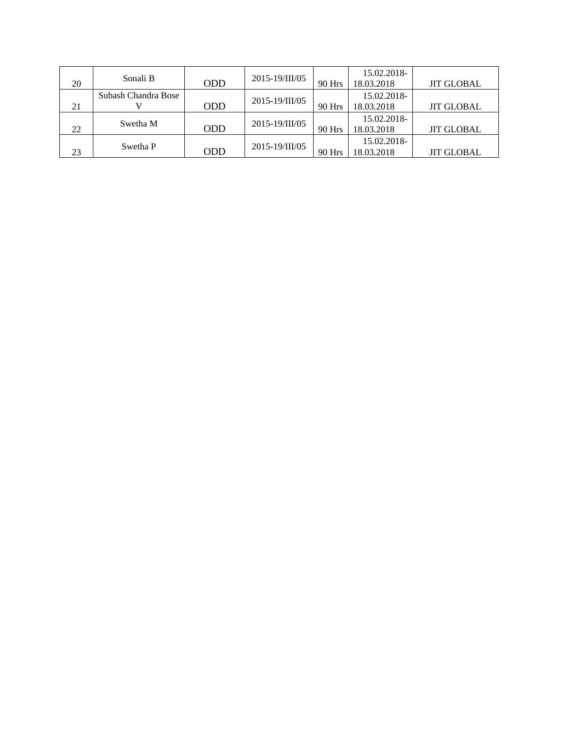| | | | | | | |
|---|---|---|---|---|---|---|
| 20 | Sonali B | ODD | 2015-19/III/05 | 90 Hrs | 15.02.2018-18.03.2018 | JIT GLOBAL |
| 21 | Subash Chandra Bose V | ODD | 2015-19/III/05 | 90 Hrs | 15.02.2018-18.03.2018 | JIT GLOBAL |
| 22 | Swetha M | ODD | 2015-19/III/05 | 90 Hrs | 15.02.2018-18.03.2018 | JIT GLOBAL |
| 23 | Swetha P | ODD | 2015-19/III/05 | 90 Hrs | 15.02.2018-18.03.2018 | JIT GLOBAL |